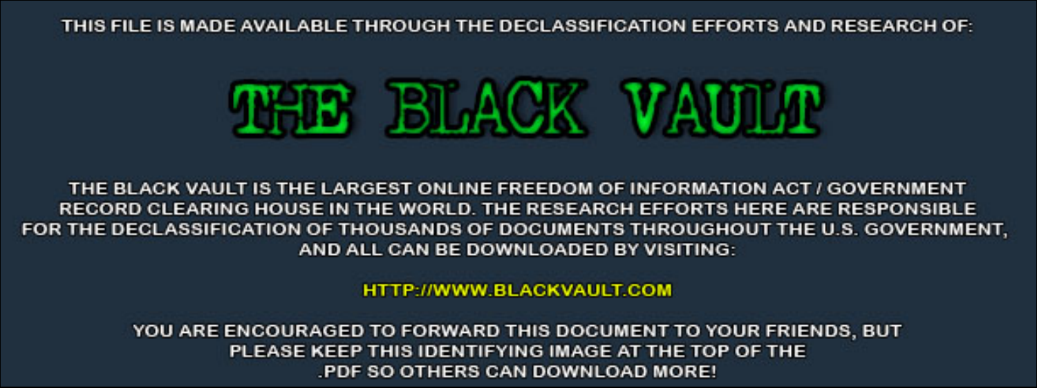THIS FILE IS MADE AVAILABLE THROUGH THE DECLASSIFICATION EFFORTS AND RESEARCH OF:

# THE BLACK VAULT

THE BLACK VAULT IS THE LARGEST ONLINE FREEDOM OF INFORMATION ACT / GOVERNMENT RECORD CLEARING HOUSE IN THE WORLD. THE RESEARCH EFFORTS HERE ARE RESPONSIBLE FOR THE DECLASSIFICATION OF THOUSANDS OF DOCUMENTS THROUGHOUT THE U.S. GOVERNMENT, AND ALL CAN BE DOWNLOADED BY VISITING:

HTTP://WWW.BLACKVAULT.COM

YOU ARE ENCOURAGED TO FORWARD THIS DOCUMENT TO YOUR FRIENDS, BUT PLEASE KEEP THIS IDENTIFYING IMAGE AT THE TOP OF THE .PDF SO OTHERS CAN DOWNLOAD MORE!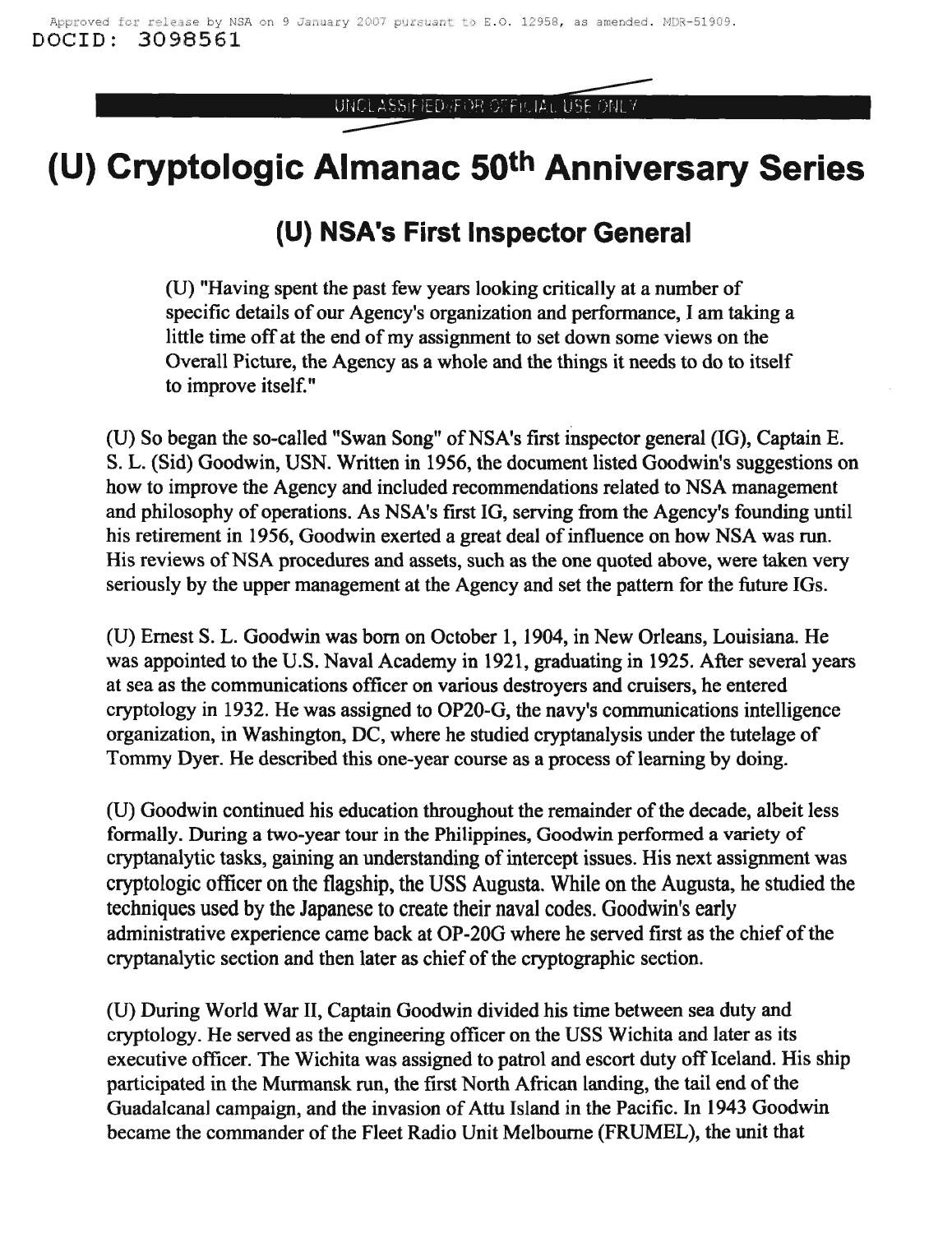# (U) Cryptologic Almanac 50th Anniversary Series

## (U) NSA's First Inspector General

> (U) "Having spent the past few years looking critically at a number of specific details of our Agency's organization and performance, I am taking a little time off at the end of my assignment to set down some views on the Overall Picture, the Agency as a whole and the things it needs to do to itself to improve itself."

(U) So began the so-called "Swan Song" of NSA's first inspector general (IG), Captain E. S. L. (Sid) Goodwin, USN. Written in 1956, the document listed Goodwin's suggestions on how to improve the Agency and included recommendations related to NSA management and philosophy of operations. As NSA's first IG, serving from the Agency's founding until his retirement in 1956, Goodwin exerted a great deal of influence on how NSA was run. His reviews of NSA procedures and assets, such as the one quoted above, were taken very seriously by the upper management at the Agency and set the pattern for the future IGs.

(U) Ernest S. L. Goodwin was born on October 1, 1904, in New Orleans, Louisiana. He was appointed to the U.S. Naval Academy in 1921, graduating in 1925. After several years at sea as the communications officer on various destroyers and cruisers, he entered cryptology in 1932. He was assigned to OP20-G, the navy's communications intelligence organization, in Washington, DC, where he studied cryptanalysis under the tutelage of Tommy Dyer. He described this one-year course as a process of learning by doing.

(U) Goodwin continued his education throughout the remainder of the decade, albeit less formally. During a two-year tour in the Philippines, Goodwin performed a variety of cryptanalytic tasks, gaining an understanding of intercept issues. His next assignment was cryptologic officer on the flagship, the USS Augusta. While on the Augusta, he studied the techniques used by the Japanese to create their naval codes. Goodwin's early administrative experience came back at OP-20G where he served first as the chief of the cryptanalytic section and then later as chief of the cryptographic section.

(U) During World War II, Captain Goodwin divided his time between sea duty and cryptology. He served as the engineering officer on the USS Wichita and later as its executive officer. The Wichita was assigned to patrol and escort duty off Iceland. His ship participated in the Murmansk run, the first North African landing, the tail end of the Guadalcanal campaign, and the invasion of Attu Island in the Pacific. In 1943 Goodwin became the commander of the Fleet Radio Unit Melbourne (FRUMEL), the unit that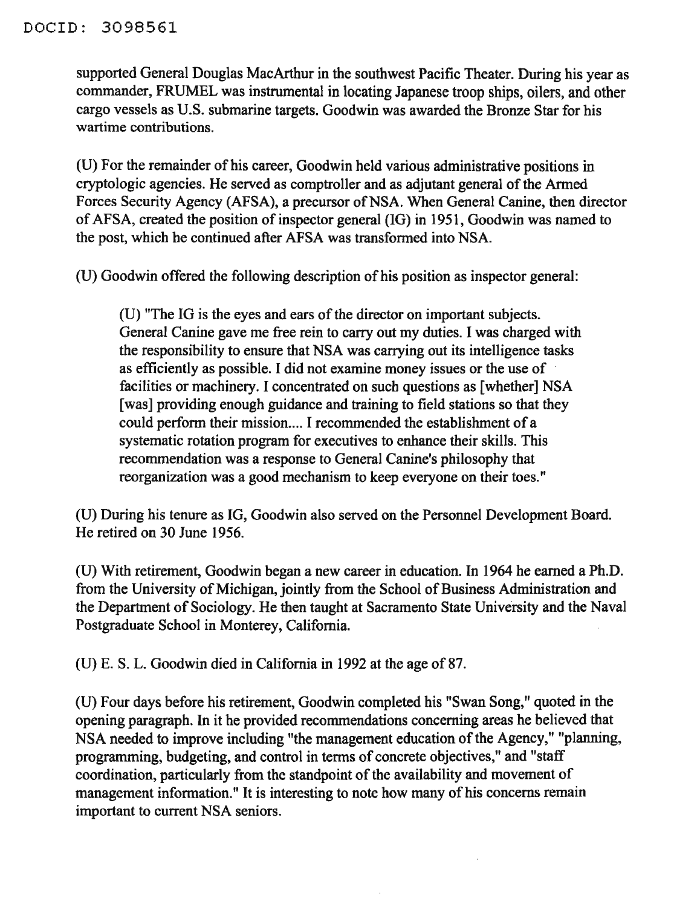supported General Douglas MacArthur in the southwest Pacific Theater. During his year as commander, FRUMEL was instrumental in locating Japanese troop ships, oilers, and other cargo vessels as U.S. submarine targets. Goodwin was awarded the Bronze Star for his wartime contributions.

(U) For the remainder of his career, Goodwin held various administrative positions in cryptologic agencies. He served as comptroller and as adjutant general of the Armed Forces Security Agency (AFSA), a precursor of NSA. When General Canine, then director of AFSA, created the position of inspector general (IG) in 1951, Goodwin was named to the post, which he continued after AFSA was transformed into NSA.

(U) Goodwin offered the following description of his position as inspector general:

> (U) "The IG is the eyes and ears of the director on important subjects. General Canine gave me free rein to carry out my duties. I was charged with the responsibility to ensure that NSA was carrying out its intelligence tasks as efficiently as possible. I did not examine money issues or the use of facilities or machinery. I concentrated on such questions as [whether] NSA [was] providing enough guidance and training to field stations so that they could perform their mission.... I recommended the establishment of a systematic rotation program for executives to enhance their skills. This recommendation was a response to General Canine's philosophy that reorganization was a good mechanism to keep everyone on their toes."

(U) During his tenure as IG, Goodwin also served on the Personnel Development Board. He retired on 30 June 1956.

(U) With retirement, Goodwin began a new career in education. In 1964 he earned a Ph.D. from the University of Michigan, jointly from the School of Business Administration and the Department of Sociology. He then taught at Sacramento State University and the Naval Postgraduate School in Monterey, California.

(U) E. S. L. Goodwin died in California in 1992 at the age of 87.

(U) Four days before his retirement, Goodwin completed his "Swan Song," quoted in the opening paragraph. In it he provided recommendations concerning areas he believed that NSA needed to improve including "the management education of the Agency," "planning, programming, budgeting, and control in terms of concrete objectives," and "staff coordination, particularly from the standpoint of the availability and movement of management information." It is interesting to note how many of his concerns remain important to current NSA seniors.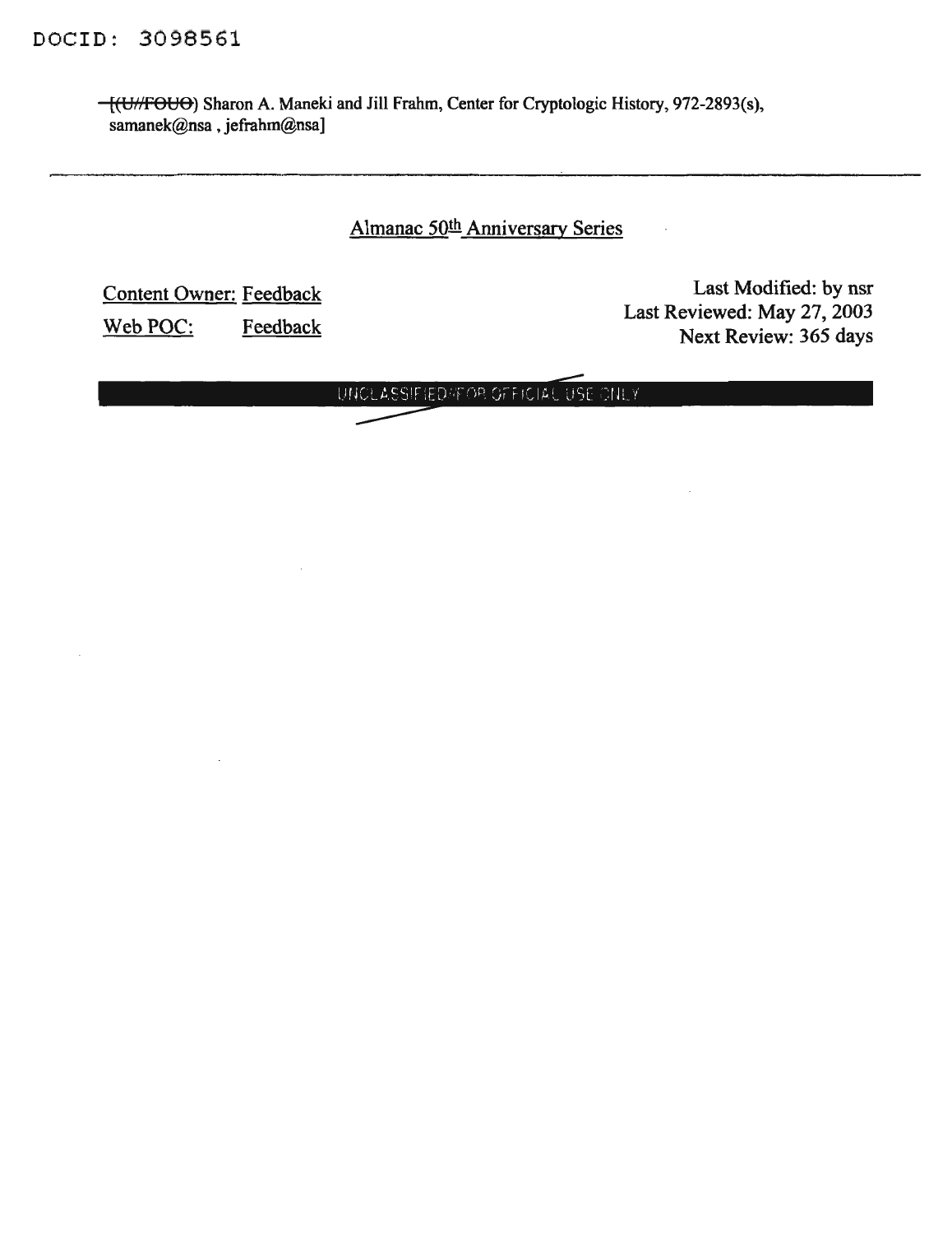~~[(U//FOUO)~~ Sharon A. Maneki and Jill Frahm, Center for Cryptologic History, 972-2893(s), samanek@nsa , jefrahm@nsa]

---

Almanac 50th Anniversary Series

Content Owner: Feedback
Web POC: Feedback

Last Modified: by nsr
Last Reviewed: May 27, 2003
Next Review: 365 days

~~UNCLASSIFIED//FOR OFFICIAL USE ONLY~~